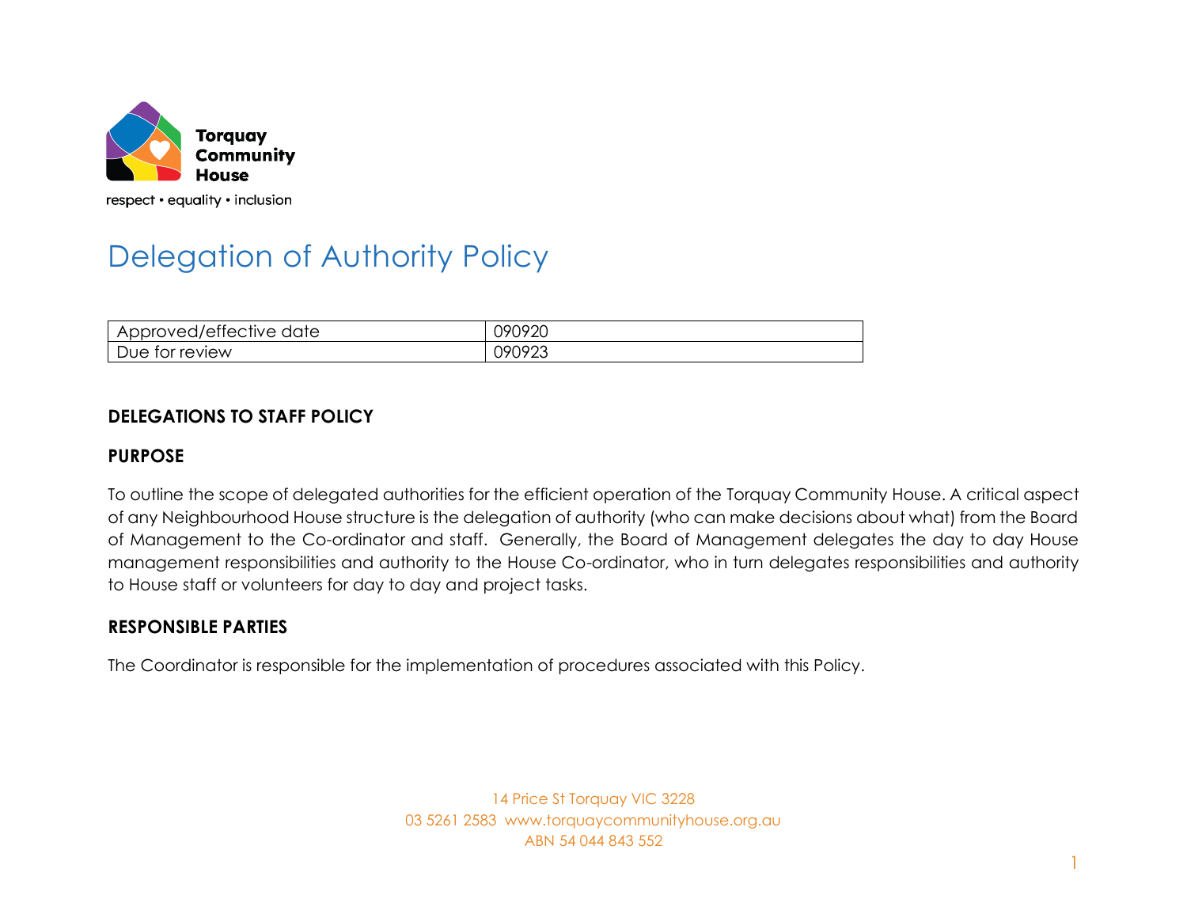Torquay Community House

respect • equality • inclusion

# Delegation of Authority Policy

| | |
|---|---|
| Approved/effective date | 090920 |
| Due for review | 090923 |

## DELEGATIONS TO STAFF POLICY

## PURPOSE

To outline the scope of delegated authorities for the efficient operation of the Torquay Community House. A critical aspect of any Neighbourhood House structure is the delegation of authority (who can make decisions about what) from the Board of Management to the Co-ordinator and staff. Generally, the Board of Management delegates the day to day House management responsibilities and authority to the House Co-ordinator, who in turn delegates responsibilities and authority to House staff or volunteers for day to day and project tasks.

## RESPONSIBLE PARTIES

The Coordinator is responsible for the implementation of procedures associated with this Policy.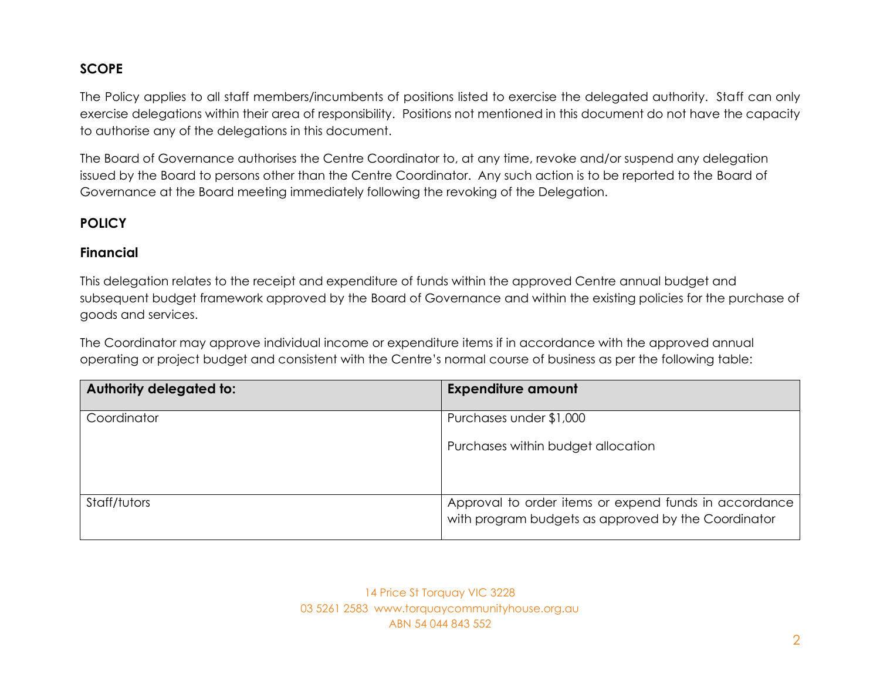## SCOPE

The Policy applies to all staff members/incumbents of positions listed to exercise the delegated authority. Staff can only exercise delegations within their area of responsibility. Positions not mentioned in this document do not have the capacity to authorise any of the delegations in this document.

The Board of Governance authorises the Centre Coordinator to, at any time, revoke and/or suspend any delegation issued by the Board to persons other than the Centre Coordinator. Any such action is to be reported to the Board of Governance at the Board meeting immediately following the revoking of the Delegation.

## POLICY

### Financial

This delegation relates to the receipt and expenditure of funds within the approved Centre annual budget and subsequent budget framework approved by the Board of Governance and within the existing policies for the purchase of goods and services.

The Coordinator may approve individual income or expenditure items if in accordance with the approved annual operating or project budget and consistent with the Centre's normal course of business as per the following table:

| Authority delegated to: | Expenditure amount |
|---|---|
| Coordinator | Purchases under $1,000<br><br>Purchases within budget allocation |
| Staff/tutors | Approval to order items or expend funds in accordance with program budgets as approved by the Coordinator |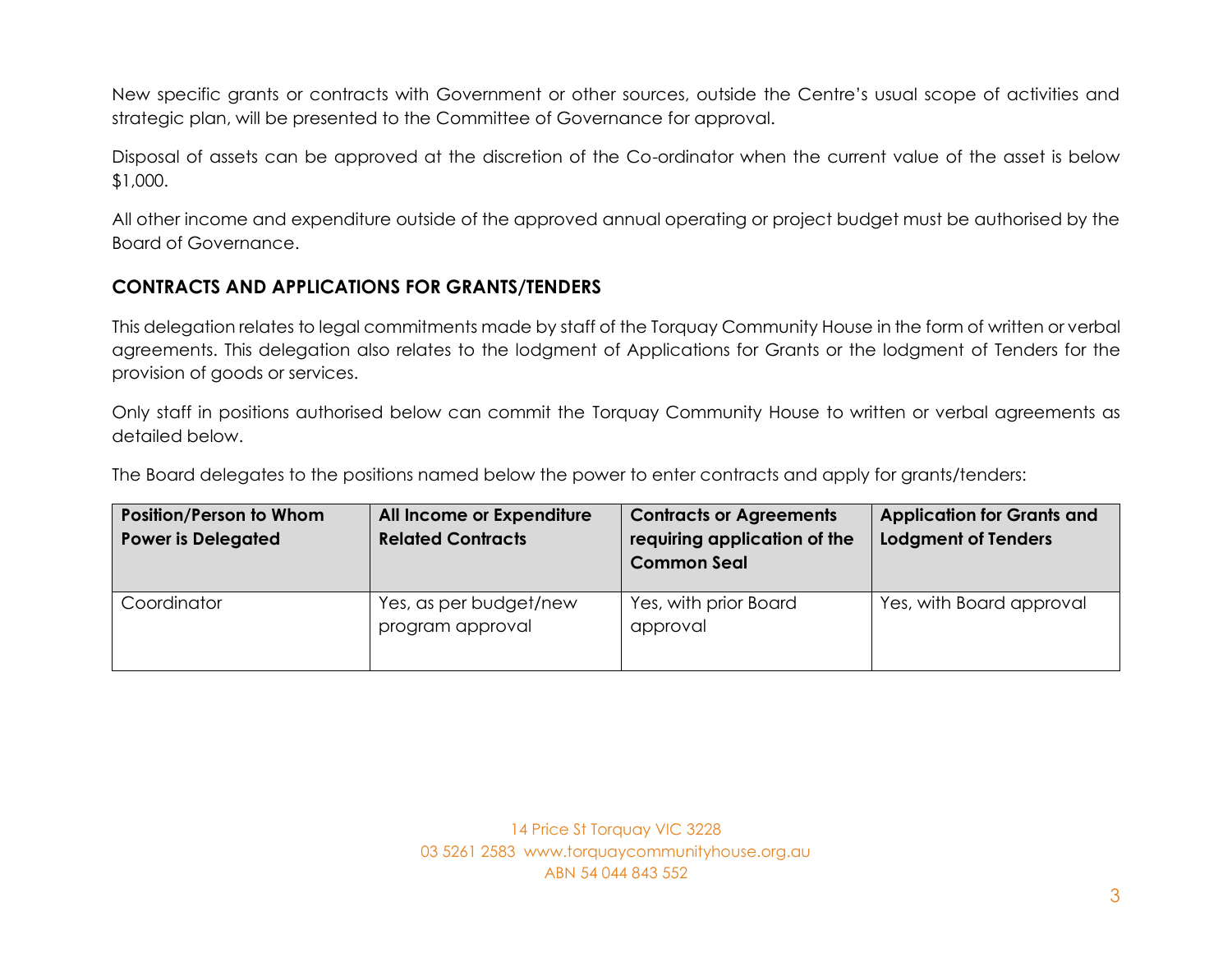New specific grants or contracts with Government or other sources, outside the Centre's usual scope of activities and strategic plan, will be presented to the Committee of Governance for approval.

Disposal of assets can be approved at the discretion of the Co-ordinator when the current value of the asset is below $1,000.

All other income and expenditure outside of the approved annual operating or project budget must be authorised by the Board of Governance.

## CONTRACTS AND APPLICATIONS FOR GRANTS/TENDERS

This delegation relates to legal commitments made by staff of the Torquay Community House in the form of written or verbal agreements. This delegation also relates to the lodgment of Applications for Grants or the lodgment of Tenders for the provision of goods or services.

Only staff in positions authorised below can commit the Torquay Community House to written or verbal agreements as detailed below.

The Board delegates to the positions named below the power to enter contracts and apply for grants/tenders:

| Position/Person to Whom Power is Delegated | All Income or Expenditure Related Contracts | Contracts or Agreements requiring application of the Common Seal | Application for Grants and Lodgment of Tenders |
|---|---|---|---|
| Coordinator | Yes, as per budget/new program approval | Yes, with prior Board approval | Yes, with Board approval |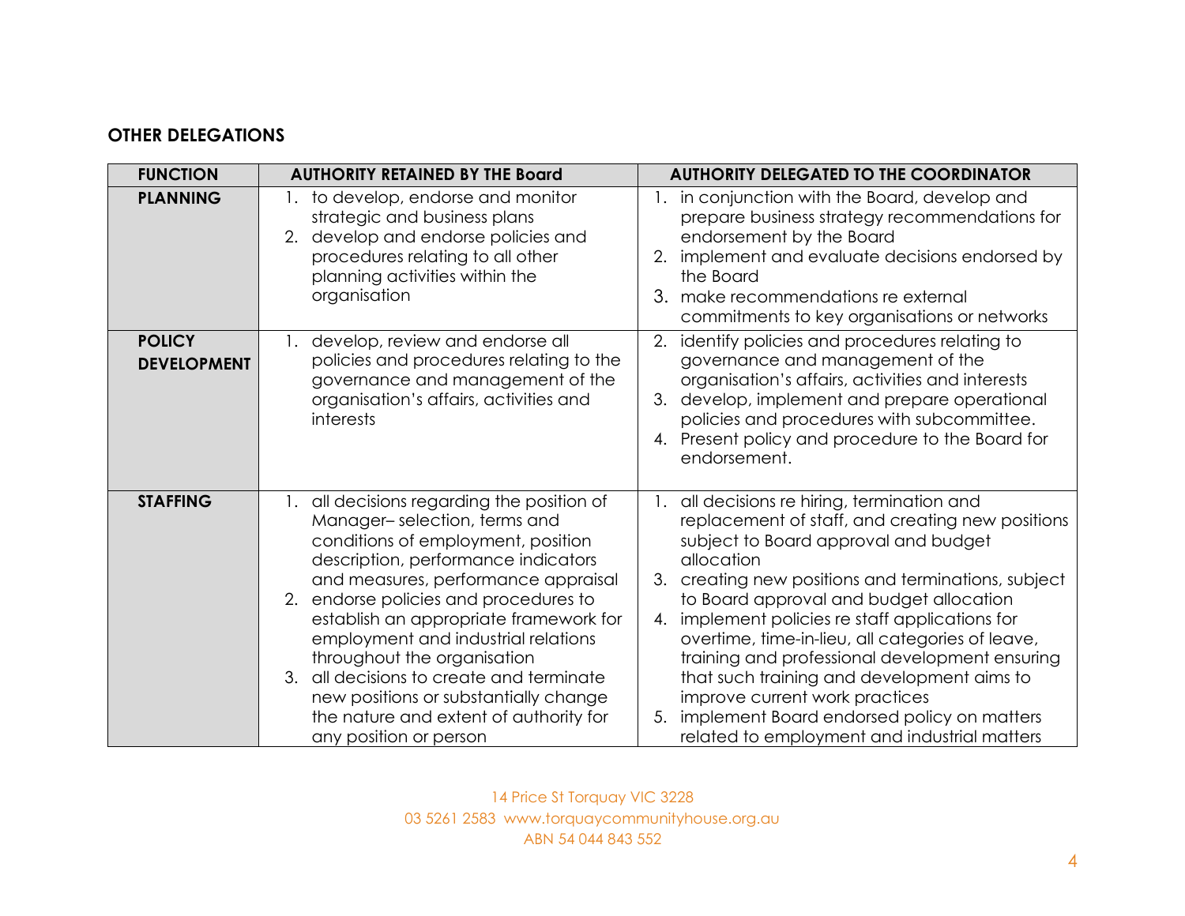## OTHER DELEGATIONS

| FUNCTION | AUTHORITY RETAINED BY THE Board | AUTHORITY DELEGATED TO THE COORDINATOR |
|---|---|---|
| **PLANNING** | 1. to develop, endorse and monitor strategic and business plans<br>2. develop and endorse policies and procedures relating to all other planning activities within the organisation | 1. in conjunction with the Board, develop and prepare business strategy recommendations for endorsement by the Board<br>2. implement and evaluate decisions endorsed by the Board<br>3. make recommendations re external commitments to key organisations or networks |
| **POLICY DEVELOPMENT** | 1. develop, review and endorse all policies and procedures relating to the governance and management of the organisation's affairs, activities and interests | 2. identify policies and procedures relating to governance and management of the organisation's affairs, activities and interests<br>3. develop, implement and prepare operational policies and procedures with subcommittee.<br>4. Present policy and procedure to the Board for endorsement. |
| **STAFFING** | 1. all decisions regarding the position of Manager– selection, terms and conditions of employment, position description, performance indicators and measures, performance appraisal<br>2. endorse policies and procedures to establish an appropriate framework for employment and industrial relations throughout the organisation<br>3. all decisions to create and terminate new positions or substantially change the nature and extent of authority for any position or person | 1. all decisions re hiring, termination and replacement of staff, and creating new positions subject to Board approval and budget allocation<br>3. creating new positions and terminations, subject to Board approval and budget allocation<br>4. implement policies re staff applications for overtime, time-in-lieu, all categories of leave, training and professional development ensuring that such training and development aims to improve current work practices<br>5. implement Board endorsed policy on matters related to employment and industrial matters |

14 Price St Torquay VIC 3228
03 5261 2583 www.torquaycommunityhouse.org.au
ABN 54 044 843 552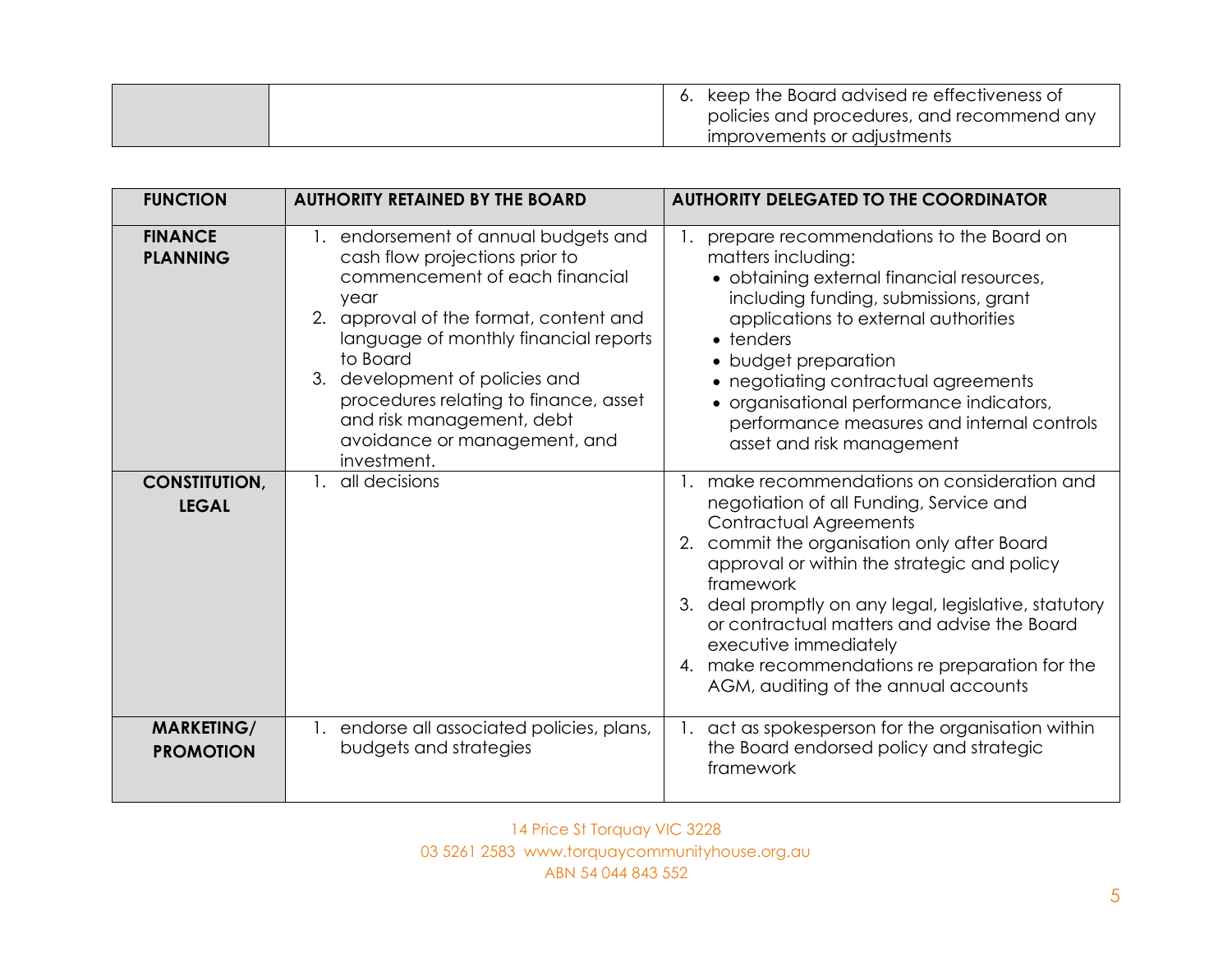| | | |
|---|---|---|
| | | 6. keep the Board advised re effectiveness of policies and procedures, and recommend any improvements or adjustments |

| FUNCTION | AUTHORITY RETAINED BY THE BOARD | AUTHORITY DELEGATED TO THE COORDINATOR |
|---|---|---|
| **FINANCE PLANNING** | 1. endorsement of annual budgets and cash flow projections prior to commencement of each financial year<br>2. approval of the format, content and language of monthly financial reports to Board<br>3. development of policies and procedures relating to finance, asset and risk management, debt avoidance or management, and investment. | 1. prepare recommendations to the Board on matters including:<br>• obtaining external financial resources, including funding, submissions, grant applications to external authorities<br>• tenders<br>• budget preparation<br>• negotiating contractual agreements<br>• organisational performance indicators, performance measures and internal controls asset and risk management |
| **CONSTITUTION, LEGAL** | 1. all decisions | 1. make recommendations on consideration and negotiation of all Funding, Service and Contractual Agreements<br>2. commit the organisation only after Board approval or within the strategic and policy framework<br>3. deal promptly on any legal, legislative, statutory or contractual matters and advise the Board executive immediately<br>4. make recommendations re preparation for the AGM, auditing of the annual accounts |
| **MARKETING/ PROMOTION** | 1. endorse all associated policies, plans, budgets and strategies | 1. act as spokesperson for the organisation within the Board endorsed policy and strategic framework |

14 Price St Torquay VIC 3228
03 5261 2583 www.torquaycommunityhouse.org.au
ABN 54 044 843 552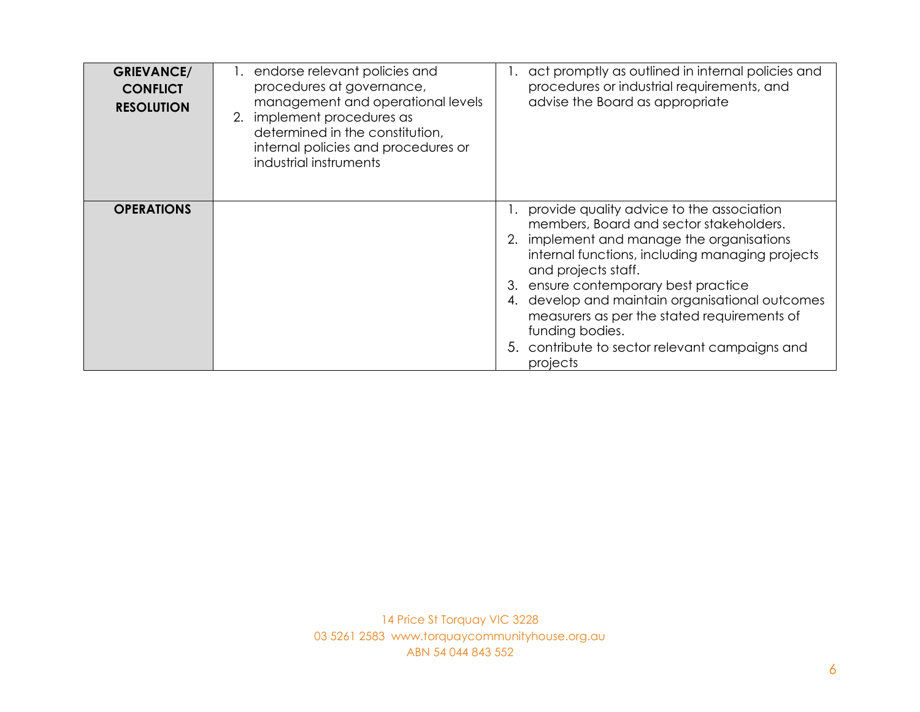| | | |
|---|---|---|
| **GRIEVANCE/ CONFLICT RESOLUTION** | 1. endorse relevant policies and procedures at governance, management and operational levels<br>2. implement procedures as determined in the constitution, internal policies and procedures or industrial instruments | 1. act promptly as outlined in internal policies and procedures or industrial requirements, and advise the Board as appropriate |
| **OPERATIONS** | | 1. provide quality advice to the association members, Board and sector stakeholders.<br>2. implement and manage the organisations internal functions, including managing projects and projects staff.<br>3. ensure contemporary best practice<br>4. develop and maintain organisational outcomes measurers as per the stated requirements of funding bodies.<br>5. contribute to sector relevant campaigns and projects |

14 Price St Torquay VIC 3228
03 5261 2583 www.torquaycommunityhouse.org.au
ABN 54 044 843 552